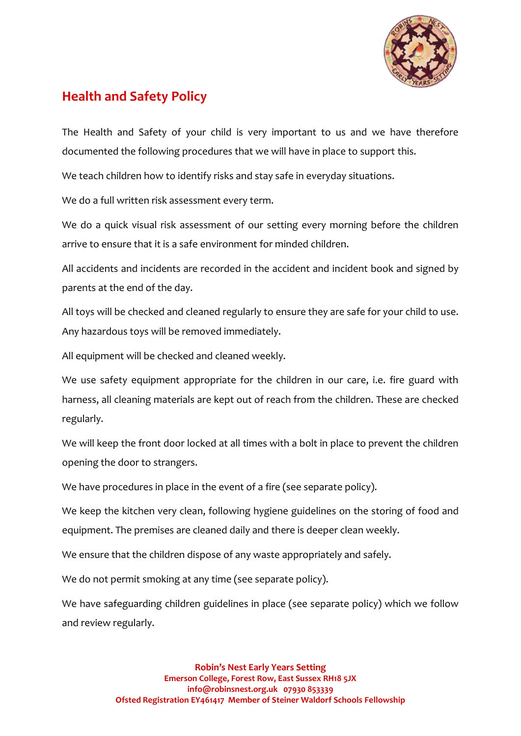# Health and Safety Policy

The Health and Safety of your child is very important to us and we have therefore documented the following procedures that we will have in place to support this.

We teach children how to identify risks and stay safe in everyday situations.

We do a full written risk assessment every term.

We do a quick visual risk assessment of our setting every morning before the children arrive to ensure that it is a safe environment for minded children.

All accidents and incidents are recorded in the accident and incident book and signed by parents at the end of the day.

All toys will be checked and cleaned regularly to ensure they are safe for your child to use. Any hazardous toys will be removed immediately.

All equipment will be checked and cleaned weekly.

We use safety equipment appropriate for the children in our care, i.e. fire guard with harness, all cleaning materials are kept out of reach from the children. These are checked regularly.

We will keep the front door locked at all times with a bolt in place to prevent the children opening the door to strangers.

We have procedures in place in the event of a fire (see separate policy).

We keep the kitchen very clean, following hygiene guidelines on the storing of food and equipment. The premises are cleaned daily and there is deeper clean weekly.

We ensure that the children dispose of any waste appropriately and safely.

We do not permit smoking at any time (see separate policy).

We have safeguarding children guidelines in place (see separate policy) which we follow and review regularly.

**Robin's Nest Early Years Setting**
**Emerson College, Forest Row, East Sussex RH18 5JX**
**info@robinsnest.org.uk 07930 853339**
**Ofsted Registration EY461417 Member of Steiner Waldorf Schools Fellowship**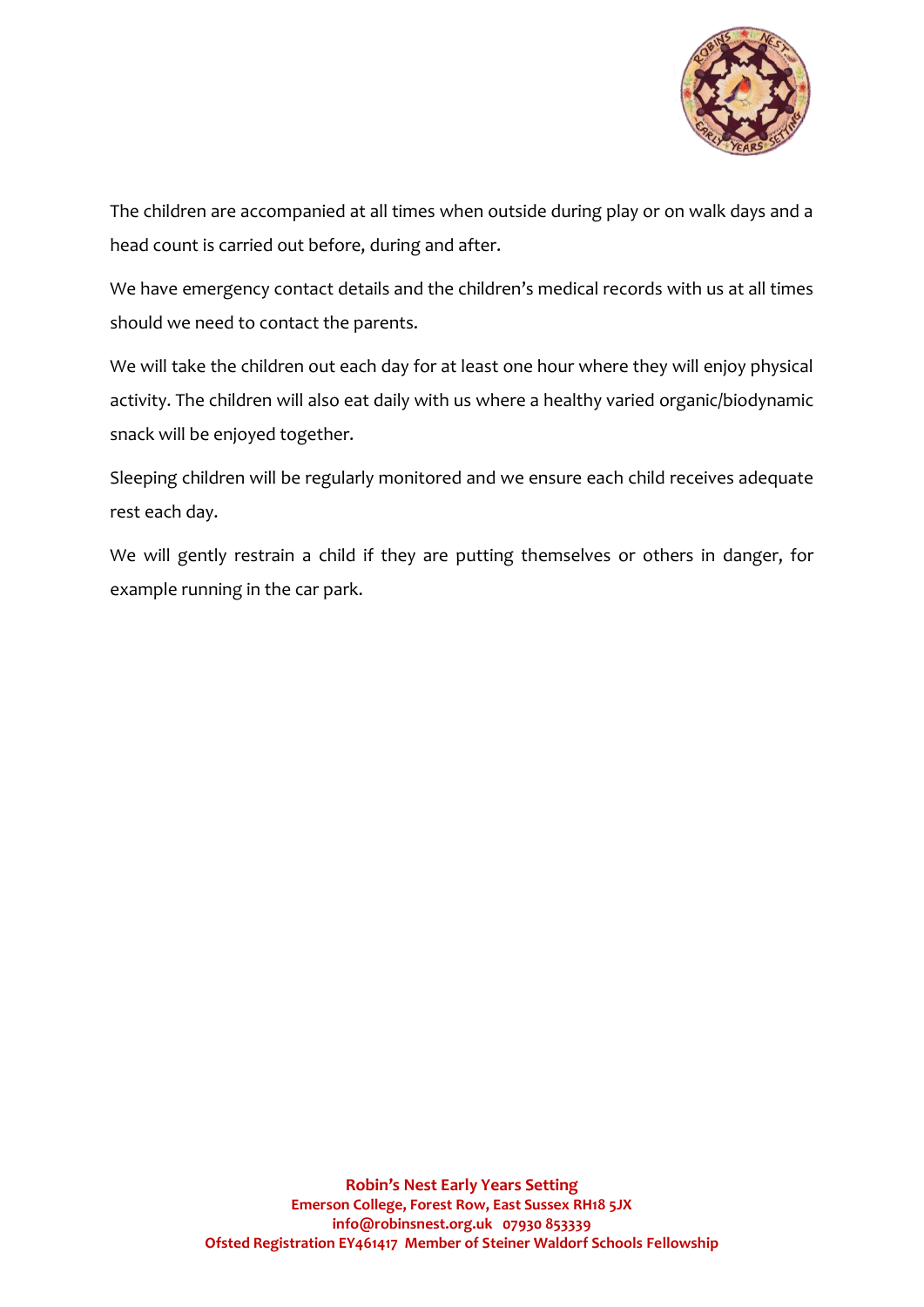The children are accompanied at all times when outside during play or on walk days and a head count is carried out before, during and after.

We have emergency contact details and the children's medical records with us at all times should we need to contact the parents.

We will take the children out each day for at least one hour where they will enjoy physical activity. The children will also eat daily with us where a healthy varied organic/biodynamic snack will be enjoyed together.

Sleeping children will be regularly monitored and we ensure each child receives adequate rest each day.

We will gently restrain a child if they are putting themselves or others in danger, for example running in the car park.